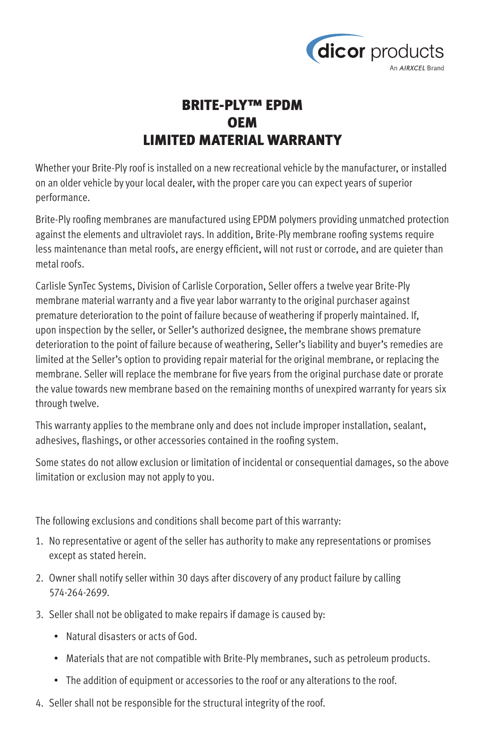dicor products
An AIRXCEL Brand

# BRITE-PLY™ EPDM OEM LIMITED MATERIAL WARRANTY

Whether your Brite-Ply roof is installed on a new recreational vehicle by the manufacturer, or installed on an older vehicle by your local dealer, with the proper care you can expect years of superior performance.

Brite-Ply roofing membranes are manufactured using EPDM polymers providing unmatched protection against the elements and ultraviolet rays. In addition, Brite-Ply membrane roofing systems require less maintenance than metal roofs, are energy efficient, will not rust or corrode, and are quieter than metal roofs.

Carlisle SynTec Systems, Division of Carlisle Corporation, Seller offers a twelve year Brite-Ply membrane material warranty and a five year labor warranty to the original purchaser against premature deterioration to the point of failure because of weathering if properly maintained. If, upon inspection by the seller, or Seller's authorized designee, the membrane shows premature deterioration to the point of failure because of weathering, Seller's liability and buyer's remedies are limited at the Seller's option to providing repair material for the original membrane, or replacing the membrane. Seller will replace the membrane for five years from the original purchase date or prorate the value towards new membrane based on the remaining months of unexpired warranty for years six through twelve.

This warranty applies to the membrane only and does not include improper installation, sealant, adhesives, flashings, or other accessories contained in the roofing system.

Some states do not allow exclusion or limitation of incidental or consequential damages, so the above limitation or exclusion may not apply to you.

The following exclusions and conditions shall become part of this warranty:

1. No representative or agent of the seller has authority to make any representations or promises except as stated herein.
2. Owner shall notify seller within 30 days after discovery of any product failure by calling 574-264-2699.
3. Seller shall not be obligated to make repairs if damage is caused by:
   - Natural disasters or acts of God.
   - Materials that are not compatible with Brite-Ply membranes, such as petroleum products.
   - The addition of equipment or accessories to the roof or any alterations to the roof.
4. Seller shall not be responsible for the structural integrity of the roof.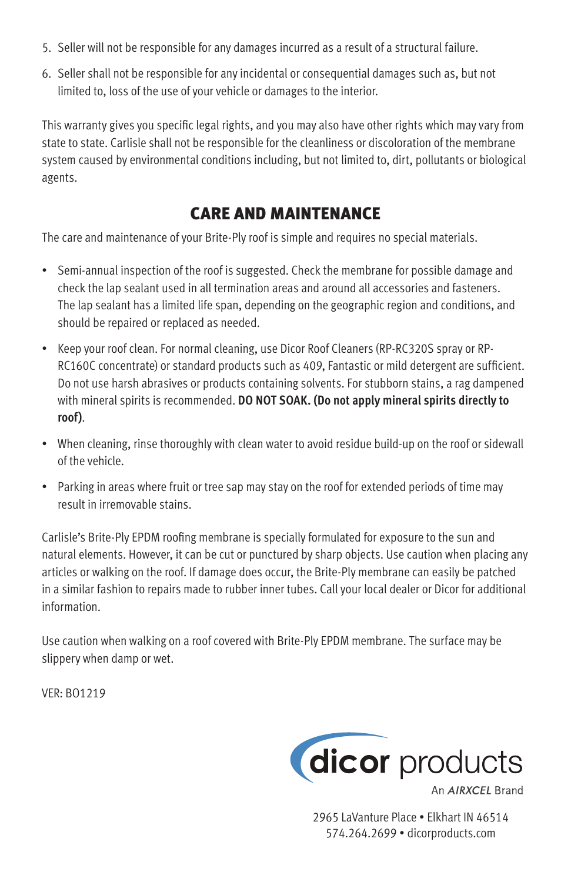5. Seller will not be responsible for any damages incurred as a result of a structural failure.
6. Seller shall not be responsible for any incidental or consequential damages such as, but not limited to, loss of the use of your vehicle or damages to the interior.

This warranty gives you specific legal rights, and you may also have other rights which may vary from state to state. Carlisle shall not be responsible for the cleanliness or discoloration of the membrane system caused by environmental conditions including, but not limited to, dirt, pollutants or biological agents.

## CARE AND MAINTENANCE

The care and maintenance of your Brite-Ply roof is simple and requires no special materials.

- Semi-annual inspection of the roof is suggested. Check the membrane for possible damage and check the lap sealant used in all termination areas and around all accessories and fasteners. The lap sealant has a limited life span, depending on the geographic region and conditions, and should be repaired or replaced as needed.
- Keep your roof clean. For normal cleaning, use Dicor Roof Cleaners (RP-RC320S spray or RP-RC160C concentrate) or standard products such as 409, Fantastic or mild detergent are sufficient. Do not use harsh abrasives or products containing solvents. For stubborn stains, a rag dampened with mineral spirits is recommended. **DO NOT SOAK. (Do not apply mineral spirits directly to roof)**.
- When cleaning, rinse thoroughly with clean water to avoid residue build-up on the roof or sidewall of the vehicle.
- Parking in areas where fruit or tree sap may stay on the roof for extended periods of time may result in irremovable stains.

Carlisle's Brite-Ply EPDM roofing membrane is specially formulated for exposure to the sun and natural elements. However, it can be cut or punctured by sharp objects. Use caution when placing any articles or walking on the roof. If damage does occur, the Brite-Ply membrane can easily be patched in a similar fashion to repairs made to rubber inner tubes. Call your local dealer or Dicor for additional information.

Use caution when walking on a roof covered with Brite-Ply EPDM membrane. The surface may be slippery when damp or wet.

VER: BO1219

dicor products

An *AIRXCEL* Brand

2965 LaVanture Place • Elkhart IN 46514
574.264.2699 • dicorproducts.com